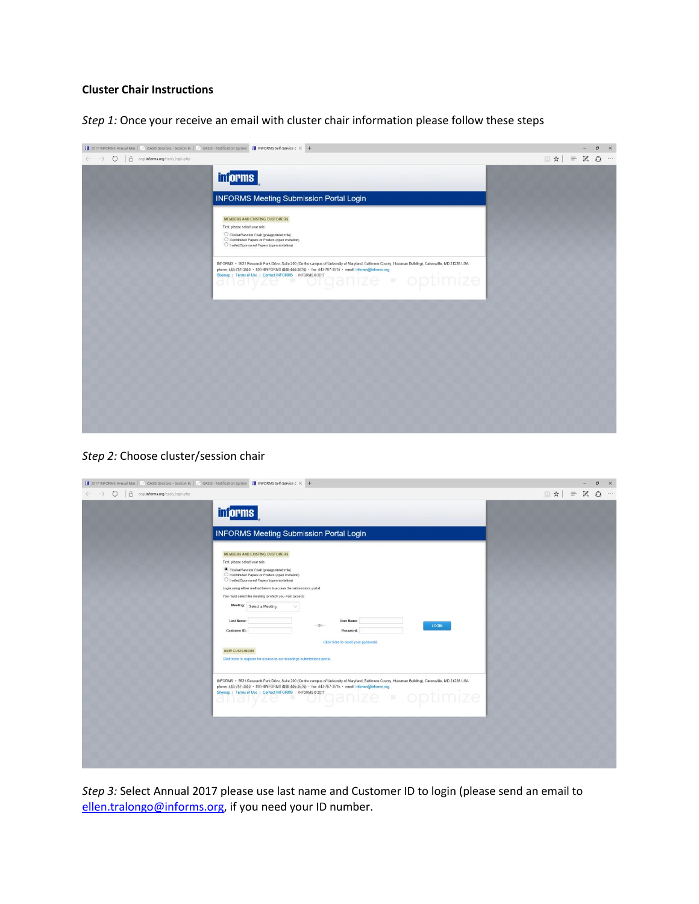**Cluster Chair Instructions**

*Step 1:* Once your receive an email with cluster chair information please follow these steps

*Step 2:* Choose cluster/session chair

*Step 3:* Select Annual 2017 please use last name and Customer ID to login (please send an email to ellen.tralongo@informs.org, if you need your ID number.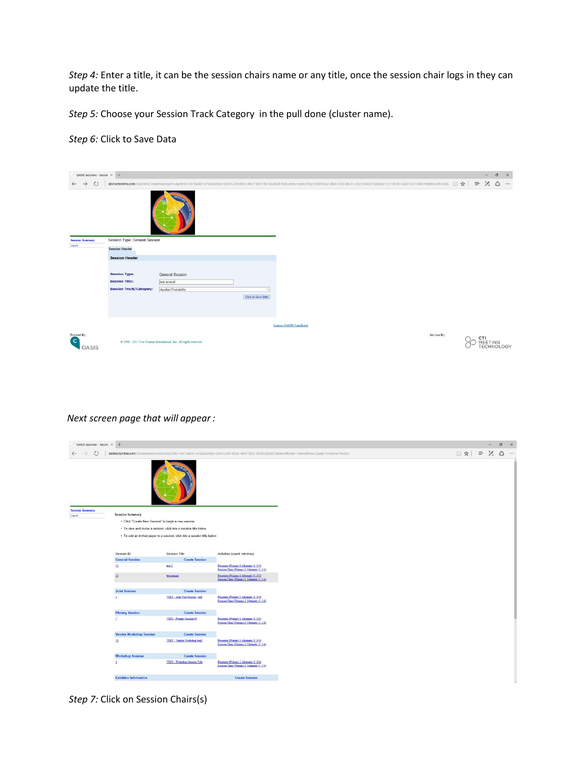*Step 4:* Enter a title, it can be the session chairs name or any title, once the session chair logs in they can update the title.

*Step 5:* Choose your Session Track Category in the pull done (cluster name).

*Step 6:* Click to Save Data

*Next screen page that will appear :*

*Step 7:* Click on Session Chairs(s)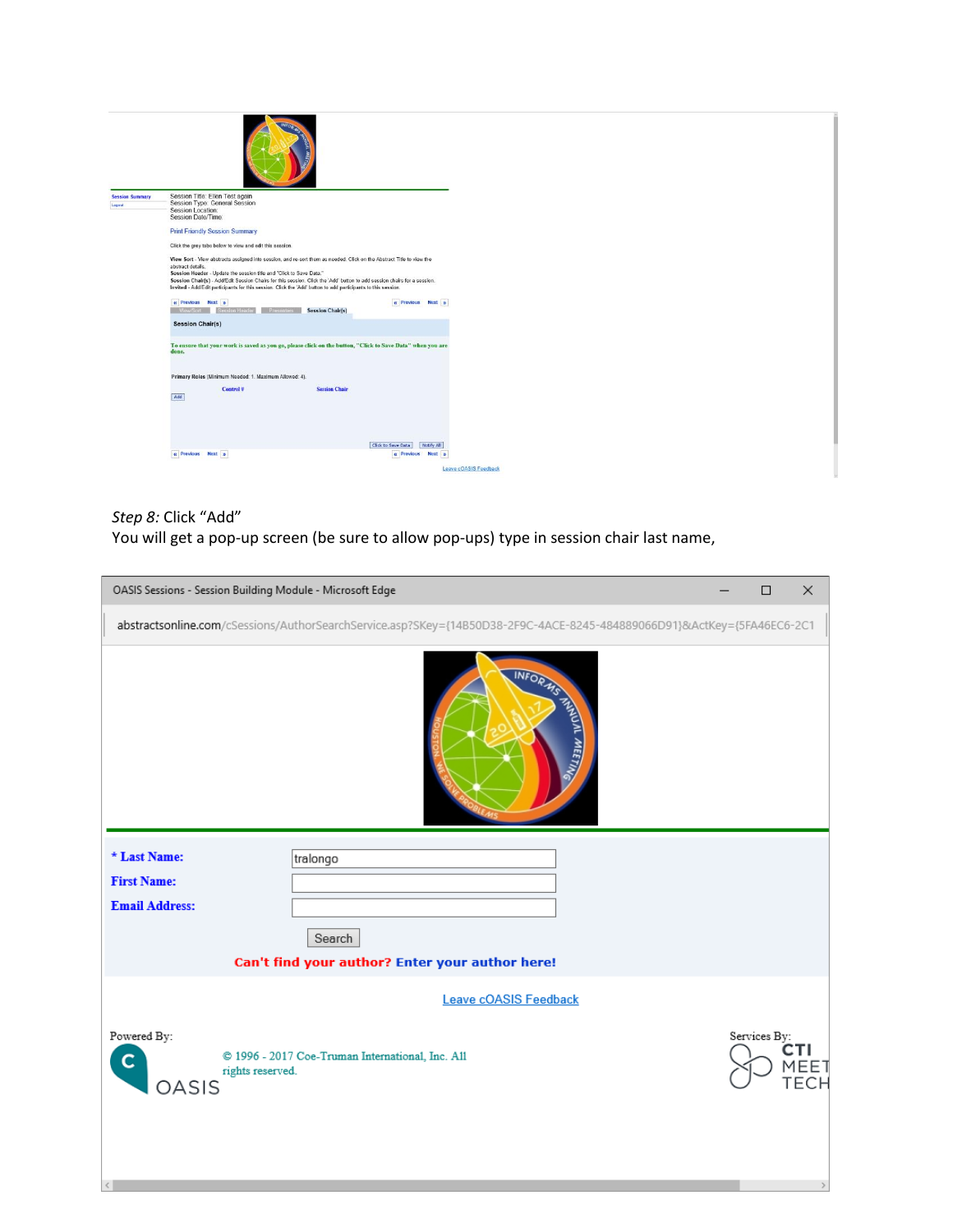*Step 8:* Click "Add"

You will get a pop-up screen (be sure to allow pop-ups) type in session chair last name,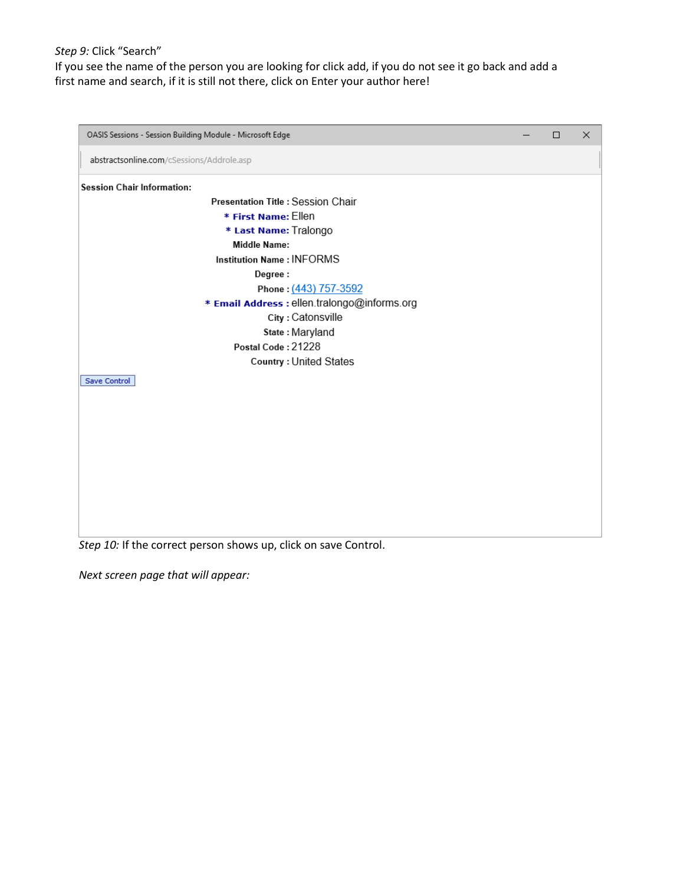*Step 9:* Click “Search”
If you see the name of the person you are looking for click add, if you do not see it go back and add a first name and search, if it is still not there, click on Enter your author here!

OASIS Sessions - Session Building Module - Microsoft Edge

abstractsonline.com/cSessions/Addrole.asp

**Session Chair Information:**

**Presentation Title :** Session Chair
**\* First Name:** Ellen
**\* Last Name:** Tralongo
**Middle Name:**
**Institution Name :** INFORMS
**Degree :**
**Phone :** (443) 757-3592
**\* Email Address :** ellen.tralongo@informs.org
**City :** Catonsville
**State :** Maryland
**Postal Code :** 21228
**Country :** United States

Save Control

*Step 10:* If the correct person shows up, click on save Control.

*Next screen page that will appear:*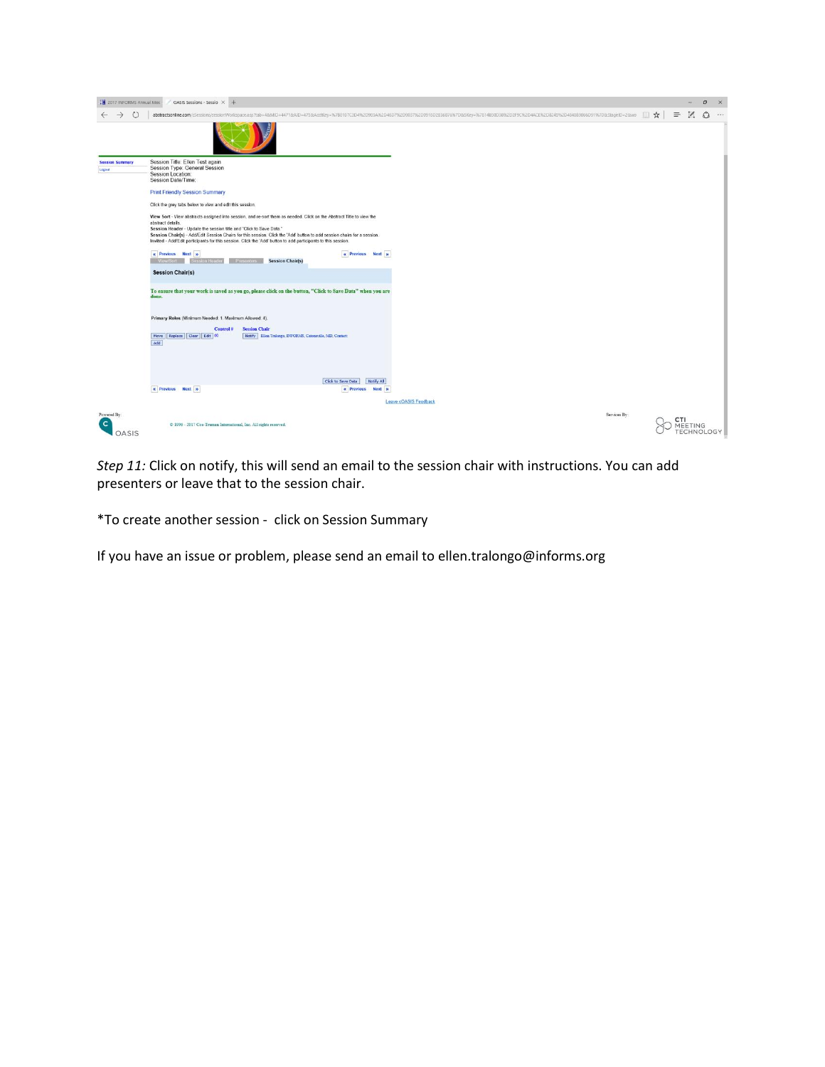*Step 11:* Click on notify, this will send an email to the session chair with instructions. You can add presenters or leave that to the session chair.

*To create another session - click on Session Summary

If you have an issue or problem, please send an email to ellen.tralongo@informs.org